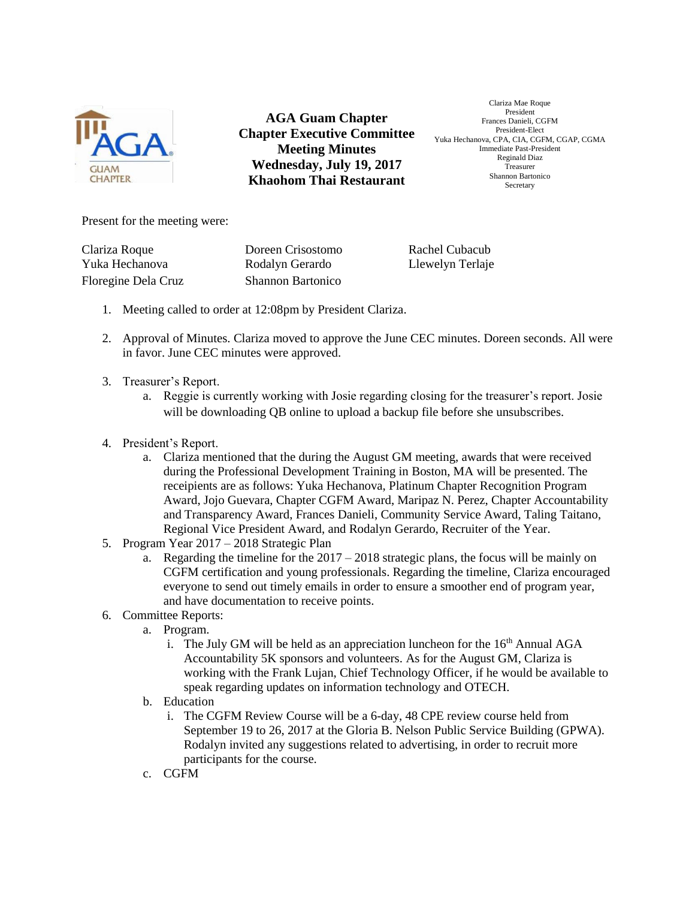# AGA Guam Chapter
## Chapter Executive Committee Meeting Minutes
## Wednesday, July 19, 2017
## Khaohom Thai Restaurant

Clariza Mae Roque
President
Frances Danieli, CGFM
President-Elect
Yuka Hechanova, CPA, CIA, CGFM, CGAP, CGMA
Immediate Past-President
Reginald Diaz
Treasurer
Shannon Bartonico
Secretary

Present for the meeting were:

| | | |
|---|---|---|
| Clariza Roque | Doreen Crisostomo | Rachel Cubacub |
| Yuka Hechanova | Rodalyn Gerardo | Llewelyn Terlaje |
| Floregine Dela Cruz | Shannon Bartonico | |

1. Meeting called to order at 12:08pm by President Clariza.

2. Approval of Minutes. Clariza moved to approve the June CEC minutes. Doreen seconds. All were in favor. June CEC minutes were approved.

3. Treasurer's Report.
   a. Reggie is currently working with Josie regarding closing for the treasurer's report. Josie will be downloading QB online to upload a backup file before she unsubscribes.

4. President's Report.
   a. Clariza mentioned that the during the August GM meeting, awards that were received during the Professional Development Training in Boston, MA will be presented. The receipients are as follows: Yuka Hechanova, Platinum Chapter Recognition Program Award, Jojo Guevara, Chapter CGFM Award, Maripaz N. Perez, Chapter Accountability and Transparency Award, Frances Danieli, Community Service Award, Taling Taitano, Regional Vice President Award, and Rodalyn Gerardo, Recruiter of the Year.

5. Program Year 2017 – 2018 Strategic Plan
   a. Regarding the timeline for the 2017 – 2018 strategic plans, the focus will be mainly on CGFM certification and young professionals. Regarding the timeline, Clariza encouraged everyone to send out timely emails in order to ensure a smoother end of program year, and have documentation to receive points.

6. Committee Reports:
   a. Program.
      i. The July GM will be held as an appreciation luncheon for the 16th Annual AGA Accountability 5K sponsors and volunteers. As for the August GM, Clariza is working with the Frank Lujan, Chief Technology Officer, if he would be available to speak regarding updates on information technology and OTECH.
   b. Education
      i. The CGFM Review Course will be a 6-day, 48 CPE review course held from September 19 to 26, 2017 at the Gloria B. Nelson Public Service Building (GPWA). Rodalyn invited any suggestions related to advertising, in order to recruit more participants for the course.
   c. CGFM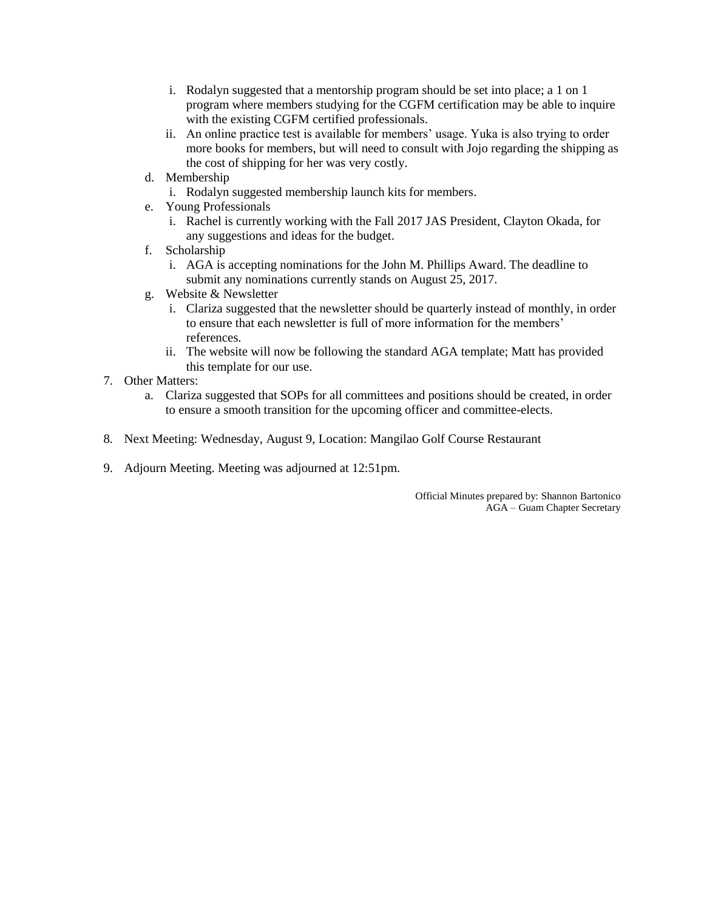i. Rodalyn suggested that a mentorship program should be set into place; a 1 on 1 program where members studying for the CGFM certification may be able to inquire with the existing CGFM certified professionals.
   ii. An online practice test is available for members' usage. Yuka is also trying to order more books for members, but will need to consult with Jojo regarding the shipping as the cost of shipping for her was very costly.

d. Membership
   i. Rodalyn suggested membership launch kits for members.

e. Young Professionals
   i. Rachel is currently working with the Fall 2017 JAS President, Clayton Okada, for any suggestions and ideas for the budget.

f. Scholarship
   i. AGA is accepting nominations for the John M. Phillips Award. The deadline to submit any nominations currently stands on August 25, 2017.

g. Website & Newsletter
   i. Clariza suggested that the newsletter should be quarterly instead of monthly, in order to ensure that each newsletter is full of more information for the members' references.
   ii. The website will now be following the standard AGA template; Matt has provided this template for our use.

7. Other Matters:
   a. Clariza suggested that SOPs for all committees and positions should be created, in order to ensure a smooth transition for the upcoming officer and committee-elects.

8. Next Meeting: Wednesday, August 9, Location: Mangilao Golf Course Restaurant

9. Adjourn Meeting. Meeting was adjourned at 12:51pm.

Official Minutes prepared by: Shannon Bartonico
AGA – Guam Chapter Secretary